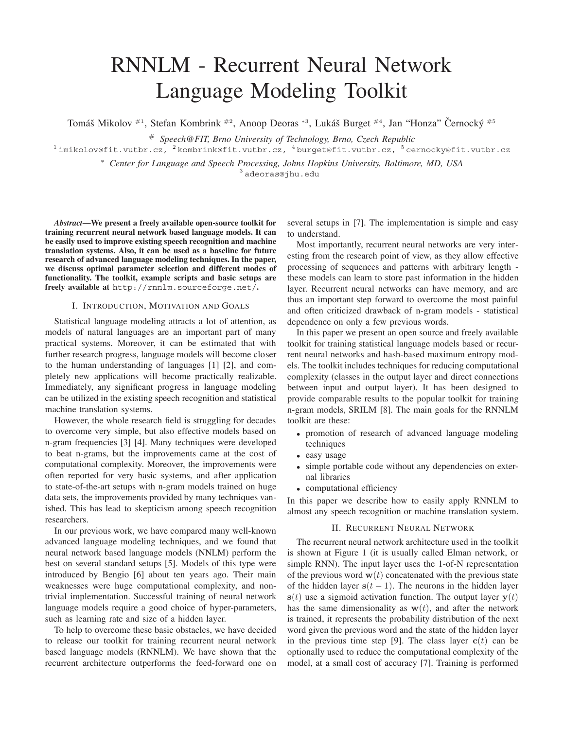# RNNLM - Recurrent Neural Network Language Modeling Toolkit

Tomáš Mikolov #1, Stefan Kombrink #2, Anoop Deoras \*3, Lukáš Burget #4, Jan "Honza" Černocký #5

# *Speech@FIT, Brno University of Technology, Brno, Czech Republic*

[1] imikolov@fit.vutbr.cz, [2] kombrink@fit.vutbr.cz, [4] burget@fit.vutbr.cz, [5] cernocky@fit.vutbr.cz

\* *Center for Language and Speech Processing, Johns Hopkins University, Baltimore, MD, USA*

[3] adeoras@jhu.edu

***Abstract*—We present a freely available open-source toolkit for training recurrent neural network based language models. It can be easily used to improve existing speech recognition and machine translation systems. Also, it can be used as a baseline for future research of advanced language modeling techniques. In the paper, we discuss optimal parameter selection and different modes of functionality. The toolkit, example scripts and basic setups are freely available at** `http://rnnlm.sourceforge.net/`**.**

## I. Introduction, Motivation and Goals

Statistical language modeling attracts a lot of attention, as models of natural languages are an important part of many practical systems. Moreover, it can be estimated that with further research progress, language models will become closer to the human understanding of languages [1] [2], and completely new applications will become practically realizable. Immediately, any significant progress in language modeling can be utilized in the existing speech recognition and statistical machine translation systems.

However, the whole research field is struggling for decades to overcome very simple, but also effective models based on n-gram frequencies [3] [4]. Many techniques were developed to beat n-grams, but the improvements came at the cost of computational complexity. Moreover, the improvements were often reported for very basic systems, and after application to state-of-the-art setups with n-gram models trained on huge data sets, the improvements provided by many techniques vanished. This has lead to skepticism among speech recognition researchers.

In our previous work, we have compared many well-known advanced language modeling techniques, and we found that neural network based language models (NNLM) perform the best on several standard setups [5]. Models of this type were introduced by Bengio [6] about ten years ago. Their main weaknesses were huge computational complexity, and non-trivial implementation. Successful training of neural network language models require a good choice of hyper-parameters, such as learning rate and size of a hidden layer.

To help to overcome these basic obstacles, we have decided to release our toolkit for training recurrent neural network based language models (RNNLM). We have shown that the recurrent architecture outperforms the feed-forward one on several setups in [7]. The implementation is simple and easy to understand.

Most importantly, recurrent neural networks are very interesting from the research point of view, as they allow effective processing of sequences and patterns with arbitrary length - these models can learn to store past information in the hidden layer. Recurrent neural networks can have memory, and are thus an important step forward to overcome the most painful and often criticized drawback of n-gram models - statistical dependence on only a few previous words.

In this paper we present an open source and freely available toolkit for training statistical language models based or recurrent neural networks and hash-based maximum entropy models. The toolkit includes techniques for reducing computational complexity (classes in the output layer and direct connections between input and output layer). It has been designed to provide comparable results to the popular toolkit for training n-gram models, SRILM [8]. The main goals for the RNNLM toolkit are these:

- promotion of research of advanced language modeling techniques
- easy usage
- simple portable code without any dependencies on external libraries
- computational efficiency

In this paper we describe how to easily apply RNNLM to almost any speech recognition or machine translation system.

## II. Recurrent Neural Network

The recurrent neural network architecture used in the toolkit is shown at Figure 1 (it is usually called Elman network, or simple RNN). The input layer uses the 1-of-N representation of the previous word $\mathbf{w}(t)$ concatenated with the previous state of the hidden layer $\mathbf{s}(t-1)$. The neurons in the hidden layer $\mathbf{s}(t)$ use a sigmoid activation function. The output layer $\mathbf{y}(t)$ has the same dimensionality as $\mathbf{w}(t)$, and after the network is trained, it represents the probability distribution of the next word given the previous word and the state of the hidden layer in the previous time step [9]. The class layer $\mathbf{c}(t)$ can be optionally used to reduce the computational complexity of the model, at a small cost of accuracy [7]. Training is performed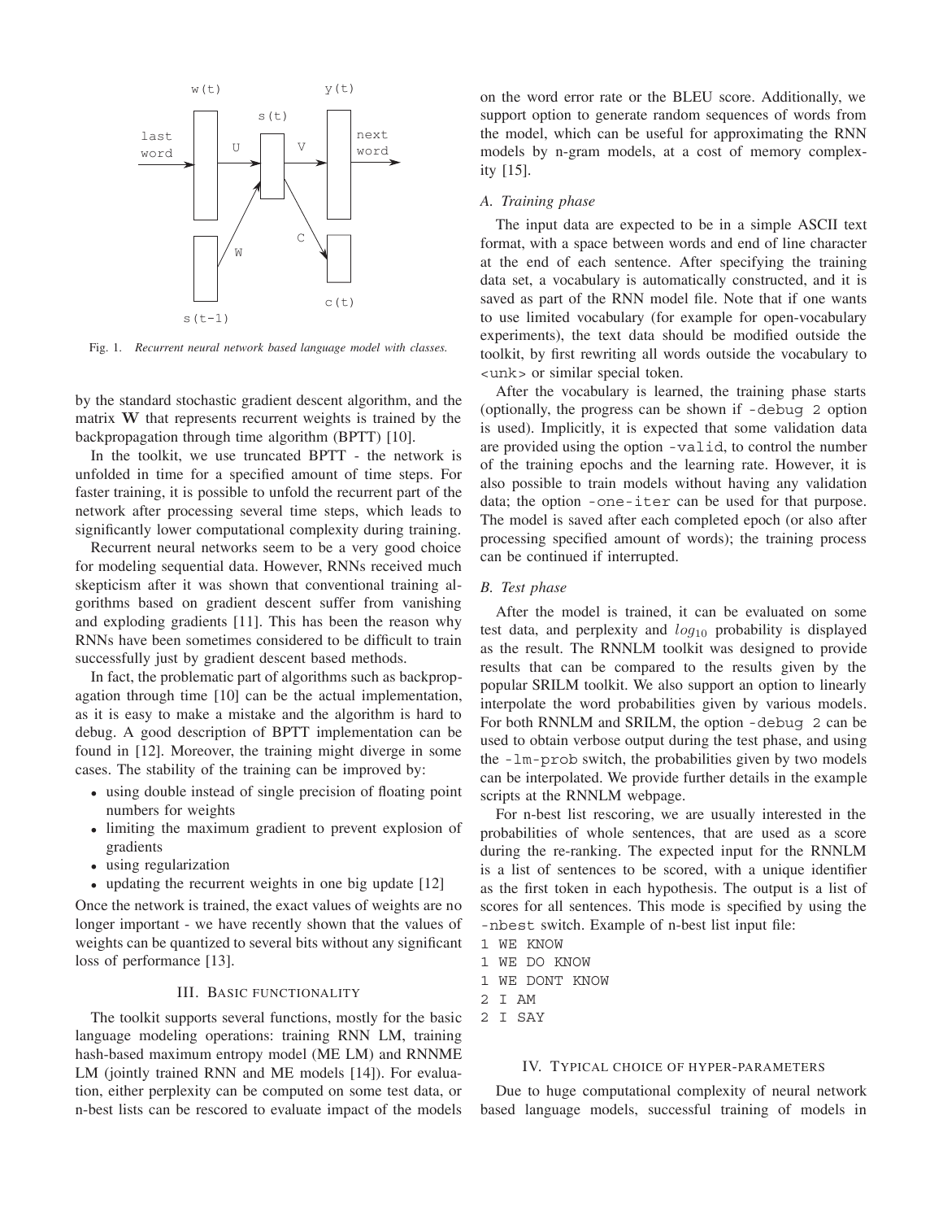Fig. 1. *Recurrent neural network based language model with classes.*

by the standard stochastic gradient descent algorithm, and the matrix $\mathbf{W}$ that represents recurrent weights is trained by the backpropagation through time algorithm (BPTT) [10].

In the toolkit, we use truncated BPTT - the network is unfolded in time for a specified amount of time steps. For faster training, it is possible to unfold the recurrent part of the network after processing several time steps, which leads to significantly lower computational complexity during training.

Recurrent neural networks seem to be a very good choice for modeling sequential data. However, RNNs received much skepticism after it was shown that conventional training algorithms based on gradient descent suffer from vanishing and exploding gradients [11]. This has been the reason why RNNs have been sometimes considered to be difficult to train successfully just by gradient descent based methods.

In fact, the problematic part of algorithms such as backpropagation through time [10] can be the actual implementation, as it is easy to make a mistake and the algorithm is hard to debug. A good description of BPTT implementation can be found in [12]. Moreover, the training might diverge in some cases. The stability of the training can be improved by:

- using double instead of single precision of floating point numbers for weights
- limiting the maximum gradient to prevent explosion of gradients
- using regularization
- updating the recurrent weights in one big update [12]

Once the network is trained, the exact values of weights are no longer important - we have recently shown that the values of weights can be quantized to several bits without any significant loss of performance [13].

## III. Basic functionality

The toolkit supports several functions, mostly for the basic language modeling operations: training RNN LM, training hash-based maximum entropy model (ME LM) and RNNME LM (jointly trained RNN and ME models [14]). For evaluation, either perplexity can be computed on some test data, or n-best lists can be rescored to evaluate impact of the models on the word error rate or the BLEU score. Additionally, we support option to generate random sequences of words from the model, which can be useful for approximating the RNN models by n-gram models, at a cost of memory complexity [15].

### A. Training phase

The input data are expected to be in a simple ASCII text format, with a space between words and end of line character at the end of each sentence. After specifying the training data set, a vocabulary is automatically constructed, and it is saved as part of the RNN model file. Note that if one wants to use limited vocabulary (for example for open-vocabulary experiments), the text data should be modified outside the toolkit, by first rewriting all words outside the vocabulary to `<unk>` or similar special token.

After the vocabulary is learned, the training phase starts (optionally, the progress can be shown if `-debug 2` option is used). Implicitly, it is expected that some validation data are provided using the option `-valid`, to control the number of the training epochs and the learning rate. However, it is also possible to train models without having any validation data; the option `-one-iter` can be used for that purpose. The model is saved after each completed epoch (or also after processing specified amount of words); the training process can be continued if interrupted.

### B. Test phase

After the model is trained, it can be evaluated on some test data, and perplexity and $log_{10}$ probability is displayed as the result. The RNNLM toolkit was designed to provide results that can be compared to the results given by the popular SRILM toolkit. We also support an option to linearly interpolate the word probabilities given by various models. For both RNNLM and SRILM, the option `-debug 2` can be used to obtain verbose output during the test phase, and using the `-lm-prob` switch, the probabilities given by two models can be interpolated. We provide further details in the example scripts at the RNNLM webpage.

For n-best list rescoring, we are usually interested in the probabilities of whole sentences, that are used as a score during the re-ranking. The expected input for the RNNLM is a list of sentences to be scored, with a unique identifier as the first token in each hypothesis. The output is a list of scores for all sentences. This mode is specified by using the `-nbest` switch. Example of n-best list input file:

```
1 WE KNOW
1 WE DO KNOW
1 WE DONT KNOW
2 I AM
2 I SAY
```

## IV. Typical choice of hyper-parameters

Due to huge computational complexity of neural network based language models, successful training of models in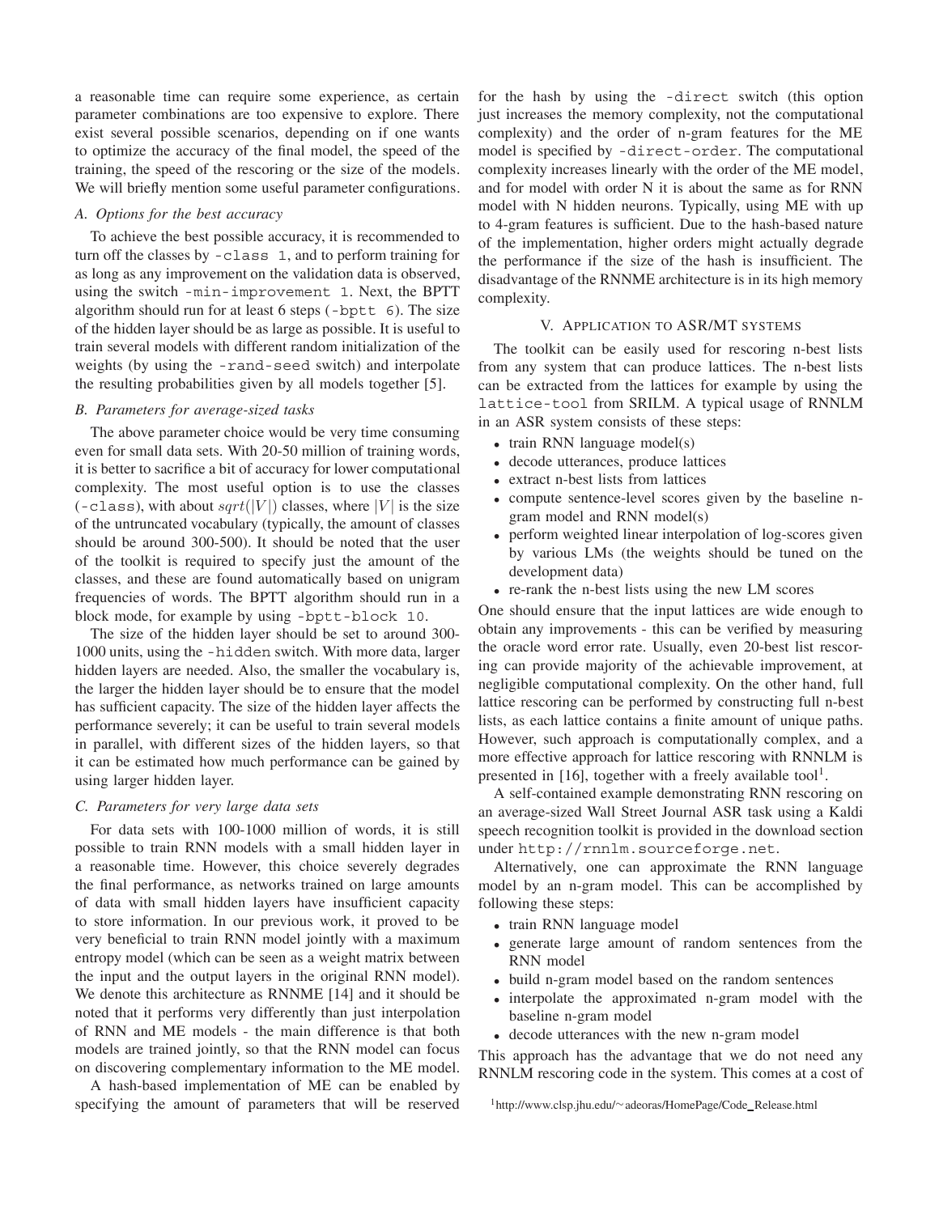a reasonable time can require some experience, as certain parameter combinations are too expensive to explore. There exist several possible scenarios, depending on if one wants to optimize the accuracy of the final model, the speed of the training, the speed of the rescoring or the size of the models. We will briefly mention some useful parameter configurations.

### *A. Options for the best accuracy*

To achieve the best possible accuracy, it is recommended to turn off the classes by `-class 1`, and to perform training for as long as any improvement on the validation data is observed, using the switch `-min-improvement 1`. Next, the BPTT algorithm should run for at least 6 steps (`-bptt 6`). The size of the hidden layer should be as large as possible. It is useful to train several models with different random initialization of the weights (by using the `-rand-seed` switch) and interpolate the resulting probabilities given by all models together [5].

### *B. Parameters for average-sized tasks*

The above parameter choice would be very time consuming even for small data sets. With 20-50 million of training words, it is better to sacrifice a bit of accuracy for lower computational complexity. The most useful option is to use the classes (`-class`), with about $sqrt(|V|)$ classes, where $|V|$ is the size of the untruncated vocabulary (typically, the amount of classes should be around 300-500). It should be noted that the user of the toolkit is required to specify just the amount of the classes, and these are found automatically based on unigram frequencies of words. The BPTT algorithm should run in a block mode, for example by using `-bptt-block 10`.

The size of the hidden layer should be set to around 300-1000 units, using the `-hidden` switch. With more data, larger hidden layers are needed. Also, the smaller the vocabulary is, the larger the hidden layer should be to ensure that the model has sufficient capacity. The size of the hidden layer affects the performance severely; it can be useful to train several models in parallel, with different sizes of the hidden layers, so that it can be estimated how much performance can be gained by using larger hidden layer.

### *C. Parameters for very large data sets*

For data sets with 100-1000 million of words, it is still possible to train RNN models with a small hidden layer in a reasonable time. However, this choice severely degrades the final performance, as networks trained on large amounts of data with small hidden layers have insufficient capacity to store information. In our previous work, it proved to be very beneficial to train RNN model jointly with a maximum entropy model (which can be seen as a weight matrix between the input and the output layers in the original RNN model). We denote this architecture as RNNME [14] and it should be noted that it performs very differently than just interpolation of RNN and ME models - the main difference is that both models are trained jointly, so that the RNN model can focus on discovering complementary information to the ME model.

A hash-based implementation of ME can be enabled by specifying the amount of parameters that will be reserved for the hash by using the `-direct` switch (this option just increases the memory complexity, not the computational complexity) and the order of n-gram features for the ME model is specified by `-direct-order`. The computational complexity increases linearly with the order of the ME model, and for model with order N it is about the same as for RNN model with N hidden neurons. Typically, using ME with up to 4-gram features is sufficient. Due to the hash-based nature of the implementation, higher orders might actually degrade the performance if the size of the hash is insufficient. The disadvantage of the RNNME architecture is in its high memory complexity.

## V. Application to ASR/MT systems

The toolkit can be easily used for rescoring n-best lists from any system that can produce lattices. The n-best lists can be extracted from the lattices for example by using the `lattice-tool` from SRILM. A typical usage of RNNLM in an ASR system consists of these steps:

- train RNN language model(s)
- decode utterances, produce lattices
- extract n-best lists from lattices
- compute sentence-level scores given by the baseline n-gram model and RNN model(s)
- perform weighted linear interpolation of log-scores given by various LMs (the weights should be tuned on the development data)
- re-rank the n-best lists using the new LM scores

One should ensure that the input lattices are wide enough to obtain any improvements - this can be verified by measuring the oracle word error rate. Usually, even 20-best list rescoring can provide majority of the achievable improvement, at negligible computational complexity. On the other hand, full lattice rescoring can be performed by constructing full n-best lists, as each lattice contains a finite amount of unique paths. However, such approach is computationally complex, and a more effective approach for lattice rescoring with RNNLM is presented in [16], together with a freely available tool[1].

A self-contained example demonstrating RNN rescoring on an average-sized Wall Street Journal ASR task using a Kaldi speech recognition toolkit is provided in the download section under `http://rnnlm.sourceforge.net`.

Alternatively, one can approximate the RNN language model by an n-gram model. This can be accomplished by following these steps:

- train RNN language model
- generate large amount of random sentences from the RNN model
- build n-gram model based on the random sentences
- interpolate the approximated n-gram model with the baseline n-gram model
- decode utterances with the new n-gram model

This approach has the advantage that we do not need any RNNLM rescoring code in the system. This comes at a cost of

[1] http://www.clsp.jhu.edu/~adeoras/HomePage/Code_Release.html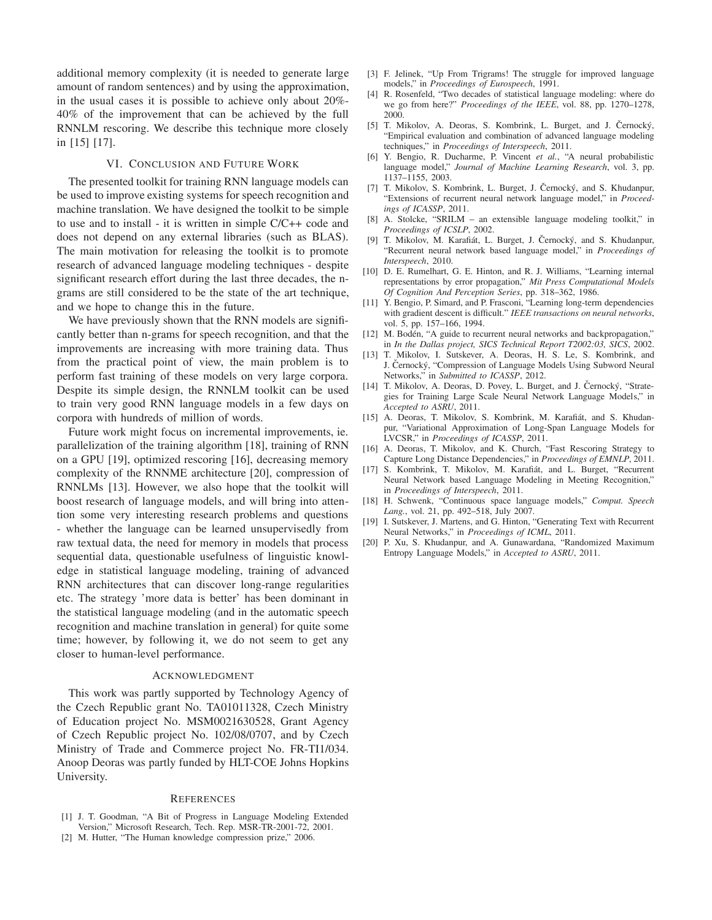additional memory complexity (it is needed to generate large amount of random sentences) and by using the approximation, in the usual cases it is possible to achieve only about 20%-40% of the improvement that can be achieved by the full RNNLM rescoring. We describe this technique more closely in [15] [17].

## VI. Conclusion and Future Work

The presented toolkit for training RNN language models can be used to improve existing systems for speech recognition and machine translation. We have designed the toolkit to be simple to use and to install - it is written in simple C/C++ code and does not depend on any external libraries (such as BLAS). The main motivation for releasing the toolkit is to promote research of advanced language modeling techniques - despite significant research effort during the last three decades, the n-grams are still considered to be the state of the art technique, and we hope to change this in the future.

We have previously shown that the RNN models are significantly better than n-grams for speech recognition, and that the improvements are increasing with more training data. Thus from the practical point of view, the main problem is to perform fast training of these models on very large corpora. Despite its simple design, the RNNLM toolkit can be used to train very good RNN language models in a few days on corpora with hundreds of million of words.

Future work might focus on incremental improvements, ie. parallelization of the training algorithm [18], training of RNN on a GPU [19], optimized rescoring [16], decreasing memory complexity of the RNNME architecture [20], compression of RNNLMs [13]. However, we also hope that the toolkit will boost research of language models, and will bring into attention some very interesting research problems and questions - whether the language can be learned unsupervisedly from raw textual data, the need for memory in models that process sequential data, questionable usefulness of linguistic knowledge in statistical language modeling, training of advanced RNN architectures that can discover long-range regularities etc. The strategy 'more data is better' has been dominant in the statistical language modeling (and in the automatic speech recognition and machine translation in general) for quite some time; however, by following it, we do not seem to get any closer to human-level performance.

## Acknowledgment

This work was partly supported by Technology Agency of the Czech Republic grant No. TA01011328, Czech Ministry of Education project No. MSM0021630528, Grant Agency of Czech Republic project No. 102/08/0707, and by Czech Ministry of Trade and Commerce project No. FR-TI1/034. Anoop Deoras was partly funded by HLT-COE Johns Hopkins University.

## References

[1] J. T. Goodman, "A Bit of Progress in Language Modeling Extended Version," Microsoft Research, Tech. Rep. MSR-TR-2001-72, 2001.

[2] M. Hutter, "The Human knowledge compression prize," 2006.

[3] F. Jelinek, "Up From Trigrams! The struggle for improved language models," in *Proceedings of Eurospeech*, 1991.

[4] R. Rosenfeld, "Two decades of statistical language modeling: where do we go from here?" *Proceedings of the IEEE*, vol. 88, pp. 1270–1278, 2000.

[5] T. Mikolov, A. Deoras, S. Kombrink, L. Burget, and J. Černocký, "Empirical evaluation and combination of advanced language modeling techniques," in *Proceedings of Interspeech*, 2011.

[6] Y. Bengio, R. Ducharme, P. Vincent *et al.*, "A neural probabilistic language model," *Journal of Machine Learning Research*, vol. 3, pp. 1137–1155, 2003.

[7] T. Mikolov, S. Kombrink, L. Burget, J. Černocký, and S. Khudanpur, "Extensions of recurrent neural network language model," in *Proceedings of ICASSP*, 2011.

[8] A. Stolcke, "SRILM – an extensible language modeling toolkit," in *Proceedings of ICSLP*, 2002.

[9] T. Mikolov, M. Karafiát, L. Burget, J. Černocký, and S. Khudanpur, "Recurrent neural network based language model," in *Proceedings of Interspeech*, 2010.

[10] D. E. Rumelhart, G. E. Hinton, and R. J. Williams, "Learning internal representations by error propagation," *Mit Press Computational Models Of Cognition And Perception Series*, pp. 318–362, 1986.

[11] Y. Bengio, P. Simard, and P. Frasconi, "Learning long-term dependencies with gradient descent is difficult." *IEEE transactions on neural networks*, vol. 5, pp. 157–166, 1994.

[12] M. Bodén, "A guide to recurrent neural networks and backpropagation," in *In the Dallas project, SICS Technical Report T2002:03, SICS*, 2002.

[13] T. Mikolov, I. Sutskever, A. Deoras, H. S. Le, S. Kombrink, and J. Černocký, "Compression of Language Models Using Subword Neural Networks," in *Submitted to ICASSP*, 2012.

[14] T. Mikolov, A. Deoras, D. Povey, L. Burget, and J. Černocký, "Strategies for Training Large Scale Neural Network Language Models," in *Accepted to ASRU*, 2011.

[15] A. Deoras, T. Mikolov, S. Kombrink, M. Karafiát, and S. Khudanpur, "Variational Approximation of Long-Span Language Models for LVCSR," in *Proceedings of ICASSP*, 2011.

[16] A. Deoras, T. Mikolov, and K. Church, "Fast Rescoring Strategy to Capture Long Distance Dependencies," in *Proceedings of EMNLP*, 2011.

[17] S. Kombrink, T. Mikolov, M. Karafiát, and L. Burget, "Recurrent Neural Network based Language Modeling in Meeting Recognition," in *Proceedings of Interspeech*, 2011.

[18] H. Schwenk, "Continuous space language models," *Comput. Speech Lang.*, vol. 21, pp. 492–518, July 2007.

[19] I. Sutskever, J. Martens, and G. Hinton, "Generating Text with Recurrent Neural Networks," in *Proceedings of ICML*, 2011.

[20] P. Xu, S. Khudanpur, and A. Gunawardana, "Randomized Maximum Entropy Language Models," in *Accepted to ASRU*, 2011.